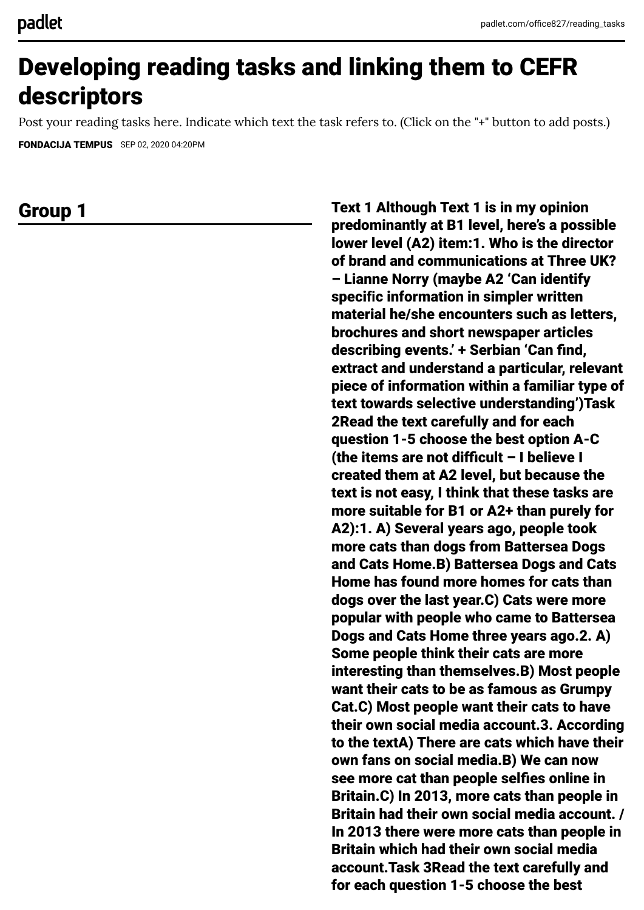# Developing reading tasks and linking them to CEFR descriptors

Post your reading tasks here. Indicate which text the task refers to. (Click on the "+" button to add posts.)

**FONDACIJA TEMPUS** SEP 02, 2020 04:20PM

## Group 1

**Text 1 Although Text 1 is in my opinion predominantly at B1 level, here's a possible lower level (A2) item:1. Who is the director of brand and communications at Three UK? – Lianne Norry (maybe A2 'Can identify specific information in simpler written material he/she encounters such as letters, brochures and short newspaper articles describing events.' + Serbian 'Can find, extract and understand a particular, relevant piece of information within a familiar type of text towards selective understanding')Task 2Read the text carefully and for each question 1-5 choose the best option A-C (the items are not difficult – I believe I created them at A2 level, but because the text is not easy, I think that these tasks are more suitable for B1 or A2+ than purely for A2):1. A) Several years ago, people took more cats than dogs from Battersea Dogs and Cats Home.B) Battersea Dogs and Cats Home has found more homes for cats than dogs over the last year.C) Cats were more popular with people who came to Battersea Dogs and Cats Home three years ago.2. A) Some people think their cats are more interesting than themselves.B) Most people want their cats to be as famous as Grumpy Cat.C) Most people want their cats to have their own social media account.3. According to the textA) There are cats which have their own fans on social media.B) We can now see more cat than people selfies online in Britain.C) In 2013, more cats than people in Britain had their own social media account. / In 2013 there were more cats than people in Britain which had their own social media account.Task 3Read the text carefully and for each question 1-5 choose the best**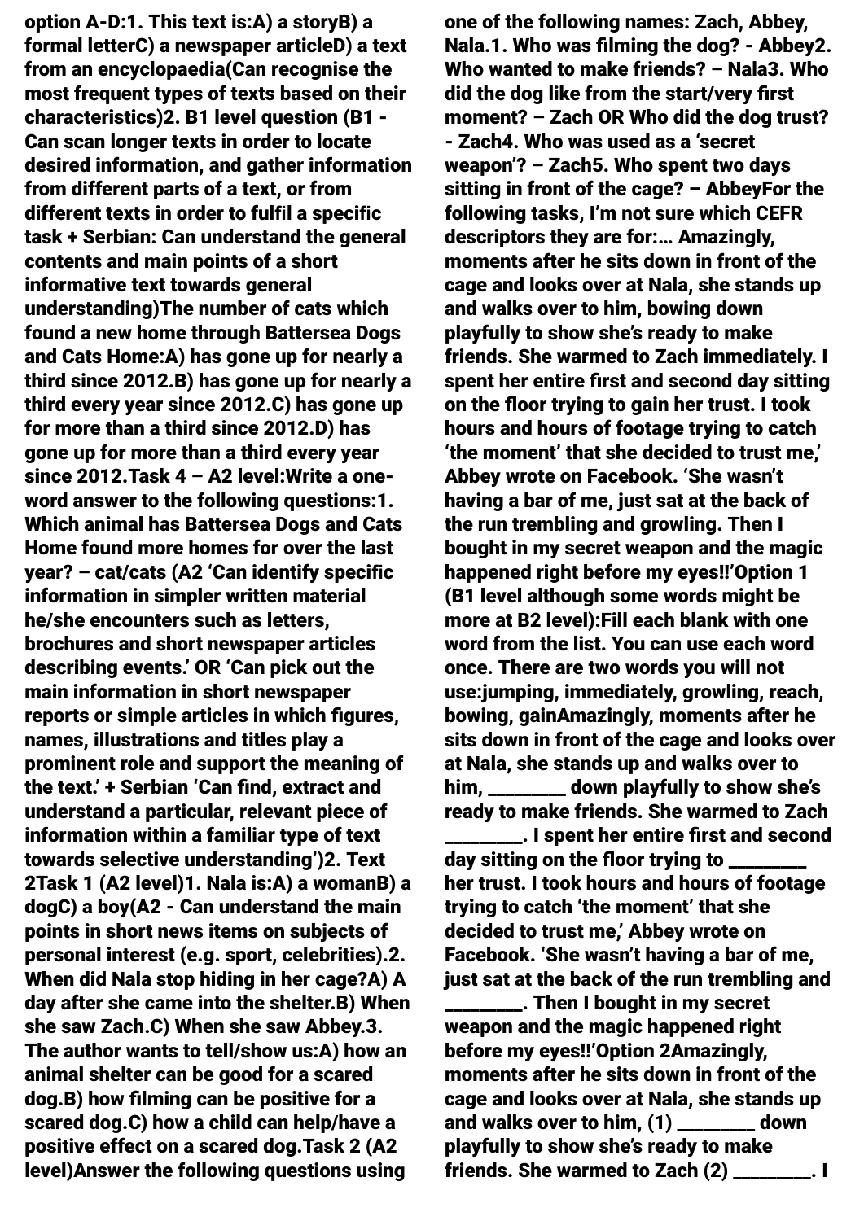option A-D:

1. This text is:

A) a story
B) a formal letter
C) a newspaper article
D) a text from an encyclopaedia

(Can recognise the most frequent types of texts based on their characteristics)

2. B1 level question (B1 - Can scan longer texts in order to locate desired information, and gather information from different parts of a text, or from different texts in order to fulfil a specific task + Serbian: Can understand the general contents and main points of a short informative text towards general understanding)

The number of cats which found a new home through Battersea Dogs and Cats Home:

A) has gone up for nearly a third since 2012.
B) has gone up for nearly a third every year since 2012.
C) has gone up for more than a third since 2012.
D) has gone up for more than a third every year since 2012.

Task 4 – A2 level:

Write a one-word answer to the following questions:

1. Which animal has Battersea Dogs and Cats Home found more homes for over the last year? – cat/cats (A2 'Can identify specific information in simpler written material he/she encounters such as letters, brochures and short newspaper articles describing events.' OR 'Can pick out the main information in short newspaper reports or simple articles in which figures, names, illustrations and titles play a prominent role and support the meaning of the text.' + Serbian 'Can find, extract and understand a particular, relevant piece of information within a familiar type of text towards selective understanding')

2. Text 2

Task 1 (A2 level)

1. Nala is:

A) a woman
B) a dog
C) a boy

(A2 - Can understand the main points in short news items on subjects of personal interest (e.g. sport, celebrities).

2. When did Nala stop hiding in her cage?

A) A day after she came into the shelter.
B) When she saw Zach.
C) When she saw Abbey.

3. The author wants to tell/show us:

A) how an animal shelter can be good for a scared dog.
B) how filming can be positive for a scared dog.
C) how a child can help/have a positive effect on a scared dog.

Task 2 (A2 level)

Answer the following questions using one of the following names: Zach, Abbey, Nala.

1. Who was filming the dog? - Abbey
2. Who wanted to make friends? – Nala
3. Who did the dog like from the start/very first moment? – Zach OR Who did the dog trust? - Zach
4. Who was used as a 'secret weapon'? – Zach
5. Who spent two days sitting in front of the cage? – Abbey

For the following tasks, I'm not sure which CEFR descriptors they are for:

… Amazingly, moments after he sits down in front of the cage and looks over at Nala, she stands up and walks over to him, bowing down playfully to show she's ready to make friends. She warmed to Zach immediately. I spent her entire first and second day sitting on the floor trying to gain her trust. I took hours and hours of footage trying to catch 'the moment' that she decided to trust me,' Abbey wrote on Facebook. 'She wasn't having a bar of me, just sat at the back of the run trembling and growling. Then I bought in my secret weapon and the magic happened right before my eyes!!'

Option 1 (B1 level although some words might be more at B2 level):

Fill each blank with one word from the list. You can use each word once. There are two words you will not use:

jumping, immediately, growling, reach, bowing, gain

Amazingly, moments after he sits down in front of the cage and looks over at Nala, she stands up and walks over to him, ________ down playfully to show she's ready to make friends. She warmed to Zach ________. I spent her entire first and second day sitting on the floor trying to ________ her trust. I took hours and hours of footage trying to catch 'the moment' that she decided to trust me,' Abbey wrote on Facebook. 'She wasn't having a bar of me, just sat at the back of the run trembling and ________. Then I bought in my secret weapon and the magic happened right before my eyes!!'

Option 2

Amazingly, moments after he sits down in front of the cage and looks over at Nala, she stands up and walks over to him, (1) ________ down playfully to show she's ready to make friends. She warmed to Zach (2) ________. I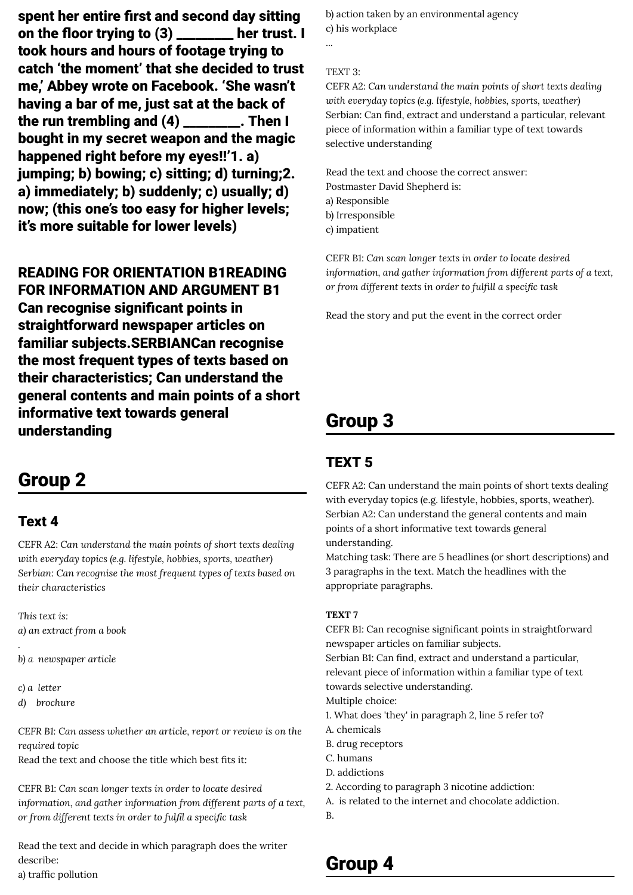**spent her entire first and second day sitting on the floor trying to (3) ________ her trust. I took hours and hours of footage trying to catch 'the moment' that she decided to trust me,' Abbey wrote on Facebook. 'She wasn't having a bar of me, just sat at the back of the run trembling and (4) ________. Then I bought in my secret weapon and the magic happened right before my eyes!!'1. a) jumping; b) bowing; c) sitting; d) turning;2. a) immediately; b) suddenly; c) usually; d) now; (this one's too easy for higher levels; it's more suitable for lower levels)**

**READING FOR ORIENTATION B1READING FOR INFORMATION AND ARGUMENT B1 Can recognise significant points in straightforward newspaper articles on familiar subjects.SERBIANCan recognise the most frequent types of texts based on their characteristics; Can understand the general contents and main points of a short informative text towards general understanding**

## Group 2

### Text 4

CEFR A2: *Can understand the main points of short texts dealing with everyday topics (e.g. lifestyle, hobbies, sports, weather)*
Serbian: *Can recognise the most frequent types of texts based on their characteristics*

*This text is:*
*a) an extract from a book*
.
*b) a newspaper article*

*c) a letter*
*d) brochure*

CEFR B1: *Can assess whether an article, report or review is on the required topic*
Read the text and choose the title which best fits it:

CEFR B1: *Can scan longer texts in order to locate desired information, and gather information from different parts of a text, or from different texts in order to fulfil a specific task*

Read the text and decide in which paragraph does the writer describe:
a) traffic pollution
b) action taken by an environmental agency
c) his workplace
...

TEXT 3:
CEFR A2: *Can understand the main points of short texts dealing with everyday topics (e.g. lifestyle, hobbies, sports, weather)*
Serbian: Can find, extract and understand a particular, relevant piece of information within a familiar type of text towards selective understanding

Read the text and choose the correct answer:
Postmaster David Shepherd is:
a) Responsible
b) Irresponsible
c) impatient

CEFR B1: *Can scan longer texts in order to locate desired information, and gather information from different parts of a text, or from different texts in order to fulfill a specific task*

Read the story and put the event in the correct order

## Group 3

### TEXT 5

CEFR A2: Can understand the main points of short texts dealing with everyday topics (e.g. lifestyle, hobbies, sports, weather).
Serbian A2: Can understand the general contents and main points of a short informative text towards general understanding.
Matching task: There are 5 headlines (or short descriptions) and 3 paragraphs in the text. Match the headlines with the appropriate paragraphs.

**TEXT 7**
CEFR B1: Can recognise significant points in straightforward newspaper articles on familiar subjects.
Serbian B1: Can find, extract and understand a particular, relevant piece of information within a familiar type of text towards selective understanding.
Multiple choice:
1. What does 'they' in paragraph 2, line 5 refer to?
A. chemicals
B. drug receptors
C. humans
D. addictions
2. According to paragraph 3 nicotine addiction:
A. is related to the internet and chocolate addiction.
B.

## Group 4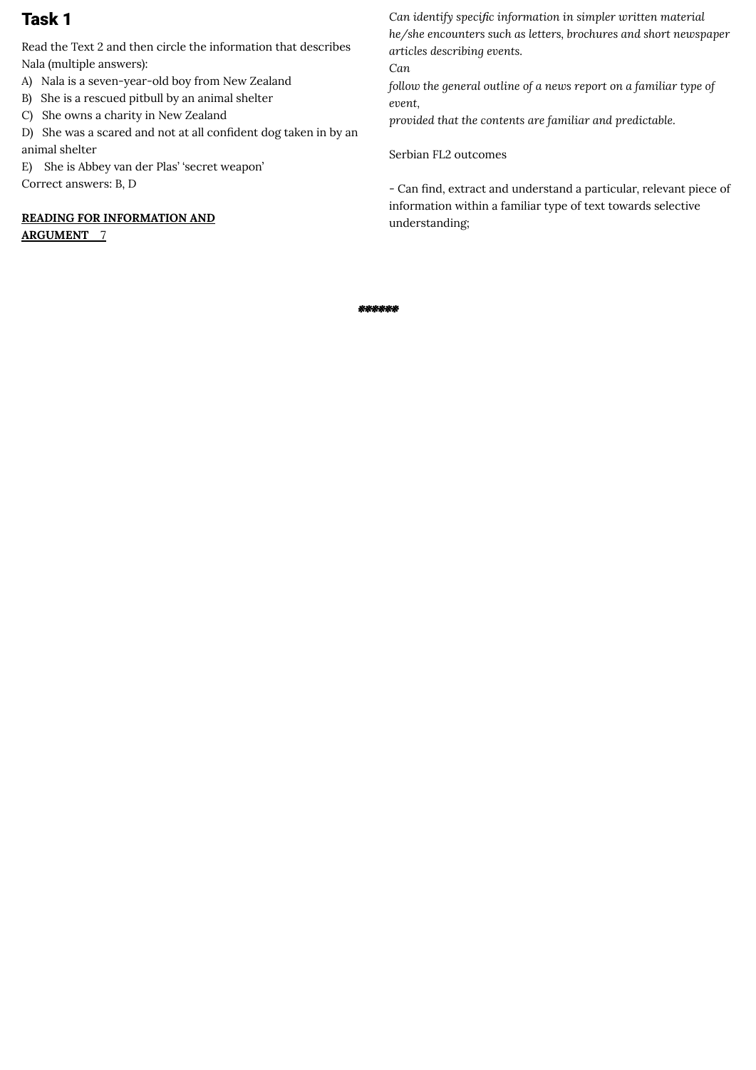## Task 1

Read the Text 2 and then circle the information that describes Nala (multiple answers):

A) Nala is a seven-year-old boy from New Zealand
B) She is a rescued pitbull by an animal shelter
C) She owns a charity in New Zealand
D) She was a scared and not at all confident dog taken in by an animal shelter
E) She is Abbey van der Plas' 'secret weapon'

Correct answers: B, D

**READING FOR INFORMATION AND ARGUMENT** 7

*Can identify specific information in simpler written material he/she encounters such as letters, brochures and short newspaper articles describing events.*
*Can*
*follow the general outline of a news report on a familiar type of event,*
*provided that the contents are familiar and predictable.*

Serbian FL2 outcomes

- Can find, extract and understand a particular, relevant piece of information within a familiar type of text towards selective understanding;

******